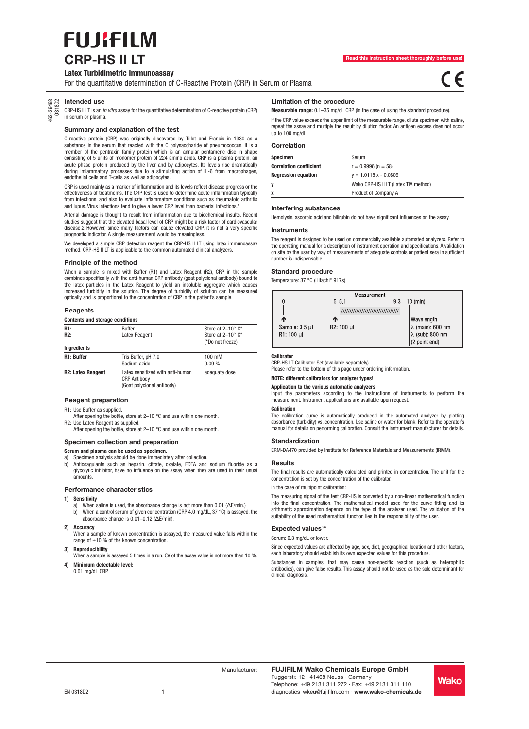# FUJIFILM

# CRP-HS II LT

**Read this instruction sheet thoroughly before use!**

### Latex Turbidimetric Immunoassay

For the quantitative determination of C-Reactive Protein (CRP) in Serum or Plasma

462-39493
0318D2

## Intended use

CRP-HS II LT is an *in vitro* assay for the quantitative determination of C-reactive protein (CRP) in serum or plasma.

## Summary and explanation of the test

C-reactive protein (CRP) was originally discovered by Tillet and Francis in 1930 as a substance in the serum that reacted with the C polysaccharide of pneumococcus. It is a member of the pentraxin family protein which is an annular pentameric disc in shape consisting of 5 units of monomer protein of 224 amino acids. CRP is a plasma protein, an acute phase protein produced by the liver and by adipocytes. Its levels rise dramatically during inflammatory processes due to a stimulating action of IL-6 from macrophages, endothelial cells and T-cells as well as adipocytes.

CRP is used mainly as a marker of inflammation and its levels reflect disease progress or the effectiveness of treatments. The CRP test is used to determine acute inflammation typically from infections, and also to evaluate inflammatory conditions such as rheumatoid arthritis and lupus. Virus infections tend to give a lower CRP level than bacterial infections.[1]

Arterial damage is thought to result from inflammation due to biochemical insults. Recent studies suggest that the elevated basal level of CRP might be a risk factor of cardiovascular disease.2 However, since many factors can cause elevated CRP, it is not a very specific prognostic indicator. A single measurement would be meaningless.

We developed a simple CRP detection reagent the CRP-HS II LT using latex immunoassay method. CRP-HS II LT is applicable to the common automated clinical analyzers.

## Principle of the method

When a sample is mixed with Buffer (R1) and Latex Reagent (R2), CRP in the sample combines specifically with the anti-human CRP antibody (goat polyclonal antibody) bound to the latex particles in the Latex Reagent to yield an insoluble aggregate which causes increased turbidity in the solution. The degree of turbidity of solution can be measured optically and is proportional to the concentration of CRP in the patient's sample.

## Reagents

**Contents and storage conditions**

| | | |
|---|---|---|
| **R1:** | Buffer | Store at 2–10° C* |
| **R2:** | Latex Reagent | Store at 2–10° C* (*Do not freeze) |

**Ingredients**

| | | |
|---|---|---|
| **R1: Buffer** | Tris Buffer, pH 7.0<br>Sodium azide | 100 mM<br>0.09 % |
| **R2: Latex Reagent** | Latex sensitized with anti-human CRP Antibody (Goat polyclonal antibody) | adequate dose |

## Reagent preparation

R1: Use Buffer as supplied.
After opening the bottle, store at 2–10 °C and use within one month.

R2: Use Latex Reagent as supplied.
After opening the bottle, store at 2–10 °C and use within one month.

## Specimen collection and preparation

**Serum and plasma can be used as specimen.**

a) Specimen analysis should be done immediately after collection.
b) Anticoagulants such as heparin, citrate, oxalate, EDTA and sodium fluoride as a glycolytic inhibitor, have no influence on the assay when they are used in their usual amounts.

## Performance characteristics

**1) Sensitivity**
   a) When saline is used, the absorbance change is not more than 0.01 (ΔE/min.)
   b) When a control serum of given concentration (CRP 4.0 mg/dL, 37 °C) is assayed, the absorbance change is 0.01–0.12 (ΔE/min).

**2) Accuracy**
When a sample of known concentration is assayed, the measured value falls within the range of ±10 % of the known concentration.

**3) Reproducibility**
When a sample is assayed 5 times in a run, CV of the assay value is not more than 10 %.

**4) Minimum detectable level:**
0.01 mg/dL CRP.

## Limitation of the procedure

**Measurable range:** 0.1–35 mg/dL CRP (In the case of using the standard procedure).

If the CRP value exceeds the upper limit of the measurable range, dilute specimen with saline, repeat the assay and multiply the result by dilution factor. An antigen excess does not occur up to 100 mg/dL.

## Correlation

| | |
|---|---|
| **Specimen** | Serum |
| **Correlation coefficient** | r = 0.9996 (n = 58) |
| **Regression equation** | y = 1.0115 x - 0.0809 |
| **y** | Wako CRP-HS II LT (Latex TIA method) |
| **x** | Product of Company A |

## Interfering substances

Hemolysis, ascorbic acid and bilirubin do not have significant influences on the assay.

## Instruments

The reagent is designed to be used on commercially available automated analyzers. Refer to the operating manual for a description of instrument operation and specifications. A validation on site by the user by way of measurements of adequate controls or patient sera in sufficient number is indispensable.

## Standard procedure

Temperature: 37 °C (Hitachi® 917s)

| 0 | 5 | 5.1 – 9.3 (Measurement) | 10 (min) |
|---|---|---|---|
| Sample: 3.5 µl<br>R1: 100 µl | R2: 100 µl | | Wavelength<br>λ (main): 600 nm<br>λ (sub): 800 nm<br>(2 point end) |

**Calibrator**
CRP-HS LT Calibrator Set (available separately).
Please refer to the bottom of this page under ordering information.

**NOTE: different calibrators for analyzer types!**

**Application to the various automatic analyzers**
Input the parameters according to the instructions of instruments to perform the measurement. Instrument applications are available upon request.

**Calibration**
The calibration curve is automatically produced in the automated analyzer by plotting absorbance (turbidity) vs. concentration. Use saline or water for blank. Refer to the operator's manual for details on performing calibration. Consult the instrument manufacturer for details.

## Standardization

ERM-DA470 provided by Institute for Reference Materials and Measurements (IRMM).

## Results

The final results are automatically calculated and printed in concentration. The unit for the concentration is set by the concentration of the calibrator.

In the case of multipoint calibration:

The measuring signal of the test CRP-HS is converted by a non-linear mathematical function into the final concentration. The mathematical model used for the curve fitting and its arithmetic approximation depends on the type of the analyzer used. The validation of the suitability of the used mathematical function lies in the responsibility of the user.

## Expected values[3,4]

Serum: 0.3 mg/dL or lower.

Since expected values are affected by age, sex, diet, geographical location and other factors, each laboratory should establish its own expected values for this procedure.

Substances in samples, that may cause non-specific reaction (such as heterophilic antibodies), can give false results. This assay should not be used as the sole determinant for clinical diagnosis.

Manufacturer: **FUJIFILM Wako Chemicals Europe GmbH**
Fuggerstr. 12 · 41468 Neuss · Germany
Telephone: +49 2131 311 272 · Fax: +49 2131 311 110
diagnostics_wkeu@fujifilm.com · **www.wako-chemicals.de**

EN 0318D2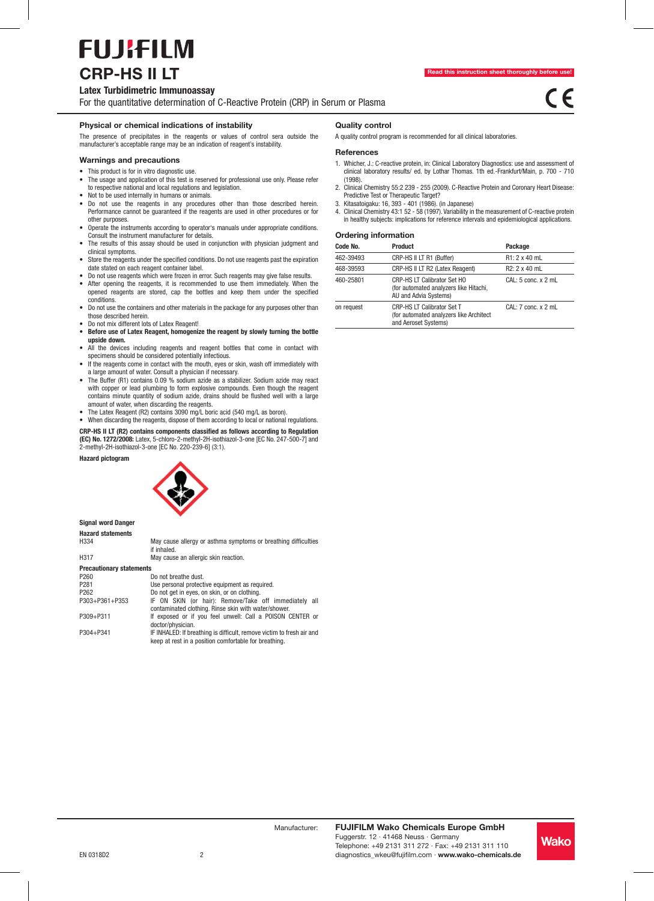# FUJIFILM

# CRP-HS II LT

Read this instruction sheet thoroughly before use!

**Latex Turbidimetric Immunoassay**

For the quantitative determination of C-Reactive Protein (CRP) in Serum or Plasma

CE

## Physical or chemical indications of instability

The presence of precipitates in the reagents or values of control sera outside the manufacturer's acceptable range may be an indication of reagent's instability.

## Warnings and precautions

- This product is for in vitro diagnostic use.
- The usage and application of this test is reserved for professional use only. Please refer to respective national and local regulations and legislation.
- Not to be used internally in humans or animals.
- Do not use the reagents in any procedures other than those described herein. Performance cannot be guaranteed if the reagents are used in other procedures or for other purposes.
- Operate the instruments according to operator's manuals under appropriate conditions. Consult the instrument manufacturer for details.
- The results of this assay should be used in conjunction with physician judgment and clinical symptoms.
- Store the reagents under the specified conditions. Do not use reagents past the expiration date stated on each reagent container label.
- Do not use reagents which were frozen in error. Such reagents may give false results.
- After opening the reagents, it is recommended to use them immediately. When the opened reagents are stored, cap the bottles and keep them under the specified conditions.
- Do not use the containers and other materials in the package for any purposes other than those described herein.
- Do not mix different lots of Latex Reagent!
- **Before use of Latex Reagent, homogenize the reagent by slowly turning the bottle upside down.**
- All the devices including reagents and reagent bottles that come in contact with specimens should be considered potentially infectious.
- If the reagents come in contact with the mouth, eyes or skin, wash off immediately with a large amount of water. Consult a physician if necessary.
- The Buffer (R1) contains 0.09 % sodium azide as a stabilizer. Sodium azide may react with copper or lead plumbing to form explosive compounds. Even though the reagent contains minute quantity of sodium azide, drains should be flushed well with a large amount of water, when discarding the reagents.
- The Latex Reagent (R2) contains 3090 mg/L boric acid (540 mg/L as boron).
- When discarding the reagents, dispose of them according to local or national regulations.

**CRP-HS II LT (R2) contains components classified as follows according to Regulation (EC) No. 1272/2008:** Latex, 5-chloro-2-methyl-2H-isothiazol-3-one [EC No. 247-500-7] and 2-methyl-2H-isothiazol-3-one [EC No. 220-239-6] (3:1).

**Hazard pictogram**

**Signal word Danger**

**Hazard statements**

| | |
|---|---|
| H334 | May cause allergy or asthma symptoms or breathing difficulties if inhaled. |
| H317 | May cause an allergic skin reaction. |

**Precautionary statements**

| | |
|---|---|
| P260 | Do not breathe dust. |
| P281 | Use personal protective equipment as required. |
| P262 | Do not get in eyes, on skin, or on clothing. |
| P303+P361+P353 | IF ON SKIN (or hair): Remove/Take off immediately all contaminated clothing. Rinse skin with water/shower. |
| P309+P311 | If exposed or if you feel unwell: Call a POISON CENTER or doctor/physician. |
| P304+P341 | IF INHALED: If breathing is difficult, remove victim to fresh air and keep at rest in a position comfortable for breathing. |

## Quality control

A quality control program is recommended for all clinical laboratories.

## References

1. Whicher, J.: C-reactive protein, in: Clinical Laboratory Diagnostics: use and assessment of clinical laboratory results/ ed. by Lothar Thomas. 1th ed.-Frankfurt/Main, p. 700 - 710 (1998).
2. Clinical Chemistry 55:2 239 - 255 (2009). C-Reactive Protein and Coronary Heart Disease: Predictive Test or Therapeutic Target?
3. Kitasatoigaku: 16, 393 - 401 (1986). (in Japanese)
4. Clinical Chemistry 43:1 52 - 58 (1997). Variability in the measurement of C-reactive protein in healthy subjects: implications for reference intervals and epidemiological applications.

## Ordering information

| Code No. | Product | Package |
|---|---|---|
| 462-39493 | CRP-HS II LT R1 (Buffer) | R1: 2 x 40 mL |
| 468-39593 | CRP-HS II LT R2 (Latex Reagent) | R2: 2 x 40 mL |
| 460-25801 | CRP-HS LT Calibrator Set HO (for automated analyzers like Hitachi, AU and Advia Systems) | CAL: 5 conc. x 2 mL |
| on request | CRP-HS LT Calibrator Set T (for automated analyzers like Architect and Aeroset Systems) | CAL: 7 conc. x 2 mL |

Manufacturer: **FUJIFILM Wako Chemicals Europe GmbH**
Fuggerstr. 12 · 41468 Neuss · Germany
Telephone: +49 2131 311 272 · Fax: +49 2131 311 110
diagnostics_wkeu@fujifilm.com · **www.wako-chemicals.de**

Wako

EN 0318D2